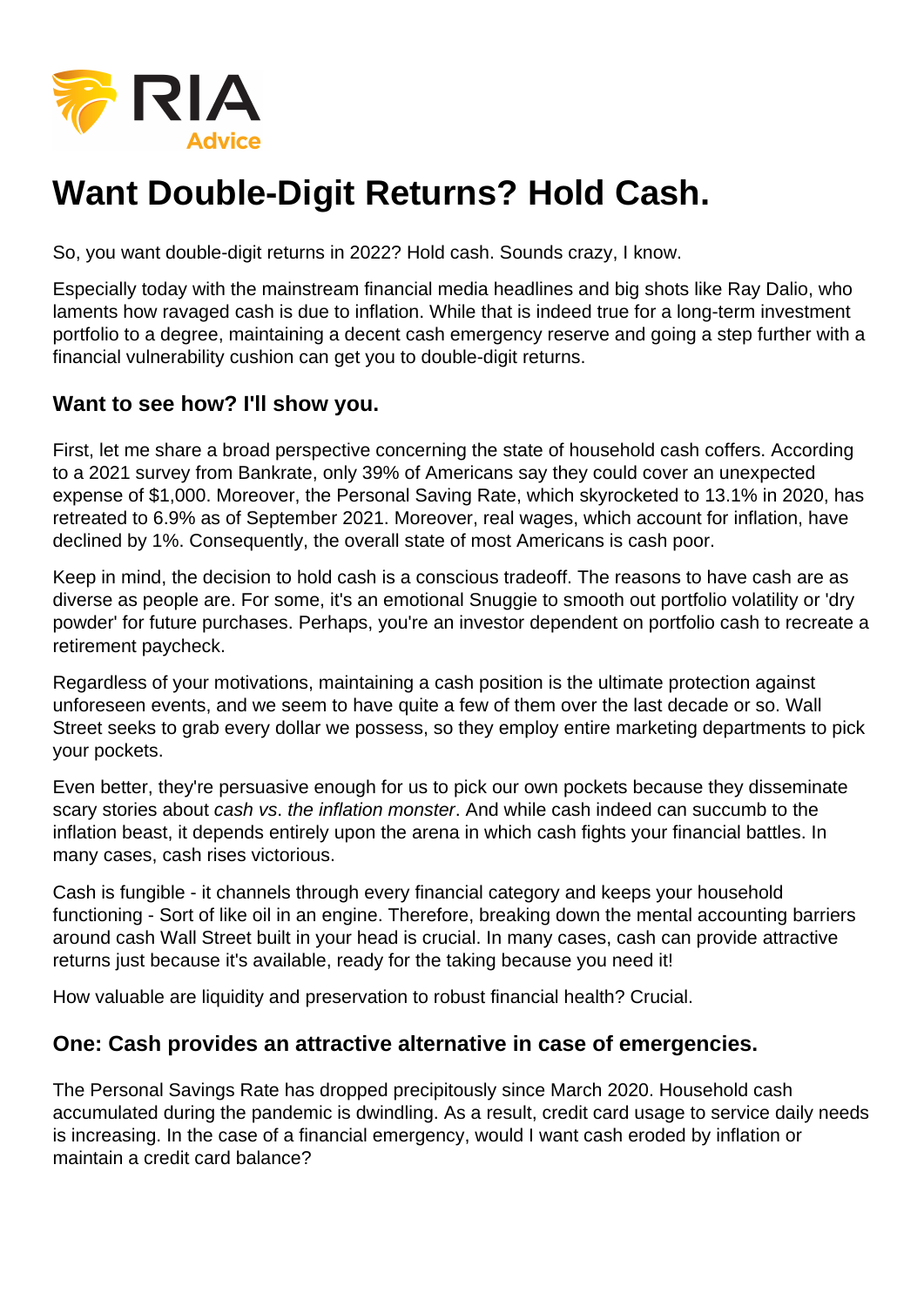# Want Double-Digit Returns? Hold Cash.

So, you want double-digit returns in 2022? Hold cash. Sounds crazy, I know.

Especially today with the mainstream financial media headlines and big shots like Ray Dalio, who laments how ravaged cash is due to inflation. While that is indeed true for a long-term investment portfolio to a degree, maintaining a decent cash emergency reserve and going a step further with a financial vulnerability cushion can get you to double-digit returns.

### Want to see how? I'll show you.

First, let me share a broad perspective concerning the state of household cash coffers. According to a 2021 survey from Bankrate, only 39% of Americans say they could cover an unexpected expense of $1,000. Moreover, the Personal Saving Rate, which skyrocketed to 13.1% in 2020, has retreated to 6.9% as of September 2021. Moreover, real wages, which account for inflation, have declined by 1%. Consequently, the overall state of most Americans is cash poor.

Keep in mind, the decision to hold cash is a conscious tradeoff. The reasons to have cash are as diverse as people are. For some, it's an emotional Snuggie to smooth out portfolio volatility or 'dry powder' for future purchases. Perhaps, you're an investor dependent on portfolio cash to recreate a retirement paycheck.

Regardless of your motivations, maintaining a cash position is the ultimate protection against unforeseen events, and we seem to have quite a few of them over the last decade or so. Wall Street seeks to grab every dollar we possess, so they employ entire marketing departments to pick your pockets.

Even better, they're persuasive enough for us to pick our own pockets because they disseminate scary stories about *cash vs. the inflation monster*. And while cash indeed can succumb to the inflation beast, it depends entirely upon the arena in which cash fights your financial battles. In many cases, cash rises victorious.

Cash is fungible - it channels through every financial category and keeps your household functioning - Sort of like oil in an engine. Therefore, breaking down the mental accounting barriers around cash Wall Street built in your head is crucial. In many cases, cash can provide attractive returns just because it's available, ready for the taking because you need it!

How valuable are liquidity and preservation to robust financial health? Crucial.

### One: Cash provides an attractive alternative in case of emergencies.

The Personal Savings Rate has dropped precipitously since March 2020. Household cash accumulated during the pandemic is dwindling. As a result, credit card usage to service daily needs is increasing. In the case of a financial emergency, would I want cash eroded by inflation or maintain a credit card balance?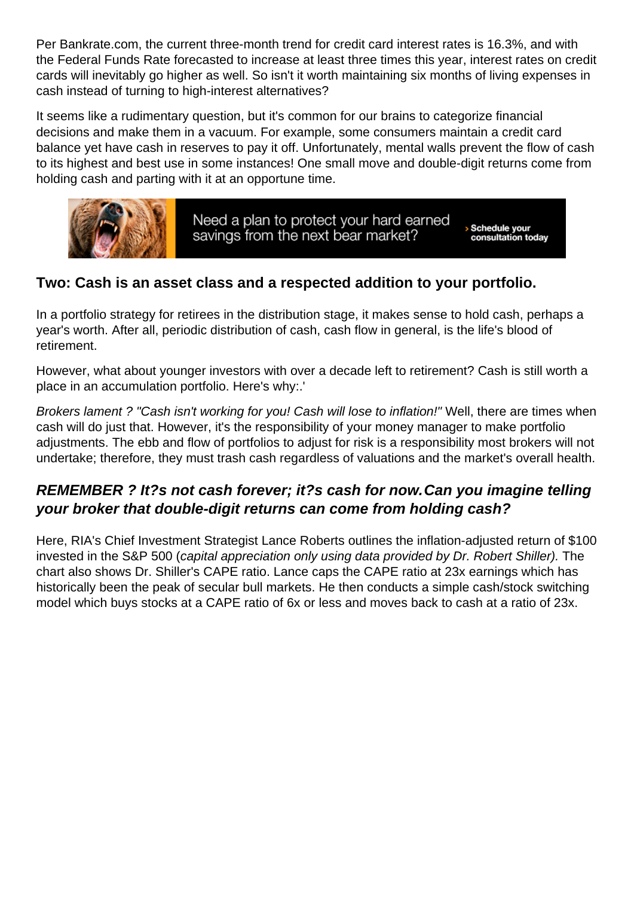Per Bankrate.com, the current three-month trend for credit card interest rates is 16.3%, and with the Federal Funds Rate forecasted to increase at least three times this year, interest rates on credit cards will inevitably go higher as well. So isn't it worth maintaining six months of living expenses in cash instead of turning to high-interest alternatives?

It seems like a rudimentary question, but it's common for our brains to categorize financial decisions and make them in a vacuum. For example, some consumers maintain a credit card balance yet have cash in reserves to pay it off. Unfortunately, mental walls prevent the flow of cash to its highest and best use in some instances! One small move and double-digit returns come from holding cash and parting with it at an opportune time.

Need a plan to protect your hard earned savings from the next bear market?

> Schedule your consultation today

## Two: Cash is an asset class and a respected addition to your portfolio.

In a portfolio strategy for retirees in the distribution stage, it makes sense to hold cash, perhaps a year's worth. After all, periodic distribution of cash, cash flow in general, is the life's blood of retirement.

However, what about younger investors with over a decade left to retirement? Cash is still worth a place in an accumulation portfolio. Here's why:.'

*Brokers lament ? "Cash isn't working for you! Cash will lose to inflation!"* Well, there are times when cash will do just that. However, it's the responsibility of your money manager to make portfolio adjustments. The ebb and flow of portfolios to adjust for risk is a responsibility most brokers will not undertake; therefore, they must trash cash regardless of valuations and the market's overall health.

## *REMEMBER ? It?s not cash forever; it?s cash for now.Can you imagine telling your broker that double-digit returns can come from holding cash?*

Here, RIA's Chief Investment Strategist Lance Roberts outlines the inflation-adjusted return of $100 invested in the S&P 500 (*capital appreciation only using data provided by Dr. Robert Shiller).* The chart also shows Dr. Shiller's CAPE ratio. Lance caps the CAPE ratio at 23x earnings which has historically been the peak of secular bull markets. He then conducts a simple cash/stock switching model which buys stocks at a CAPE ratio of 6x or less and moves back to cash at a ratio of 23x.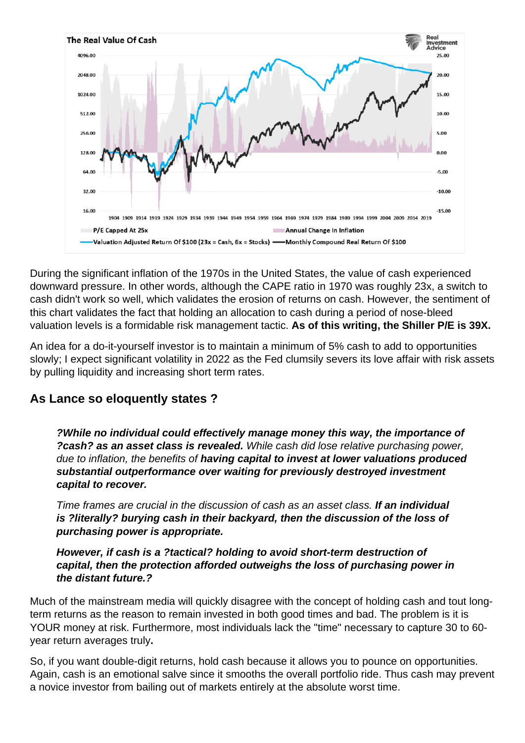During the significant inflation of the 1970s in the United States, the value of cash experienced downward pressure. In other words, although the CAPE ratio in 1970 was roughly 23x, a switch to cash didn't work so well, which validates the erosion of returns on cash. However, the sentiment of this chart validates the fact that holding an allocation to cash during a period of nose-bleed valuation levels is a formidable risk management tactic. **As of this writing, the Shiller P/E is 39X.**

An idea for a do-it-yourself investor is to maintain a minimum of 5% cash to add to opportunities slowly; I expect significant volatility in 2022 as the Fed clumsily severs its love affair with risk assets by pulling liquidity and increasing short term rates.

## As Lance so eloquently states ?

> ***?While no individual could effectively manage money this way, the importance of ?cash? as an asset class is revealed.*** *While cash did lose relative purchasing power, due to inflation, the benefits of* ***having capital to invest at lower valuations produced substantial outperformance over waiting for previously destroyed investment capital to recover.***
>
> *Time frames are crucial in the discussion of cash as an asset class.* ***If an individual is ?literally? burying cash in their backyard, then the discussion of the loss of purchasing power is appropriate.***
>
> ***However, if cash is a ?tactical? holding to avoid short-term destruction of capital, then the protection afforded outweighs the loss of purchasing power in the distant future.?***

Much of the mainstream media will quickly disagree with the concept of holding cash and tout long-term returns as the reason to remain invested in both good times and bad. The problem is it is YOUR money at risk. Furthermore, most individuals lack the "time" necessary to capture 30 to 60-year return averages truly**.**

So, if you want double-digit returns, hold cash because it allows you to pounce on opportunities. Again, cash is an emotional salve since it smooths the overall portfolio ride. Thus cash may prevent a novice investor from bailing out of markets entirely at the absolute worst time.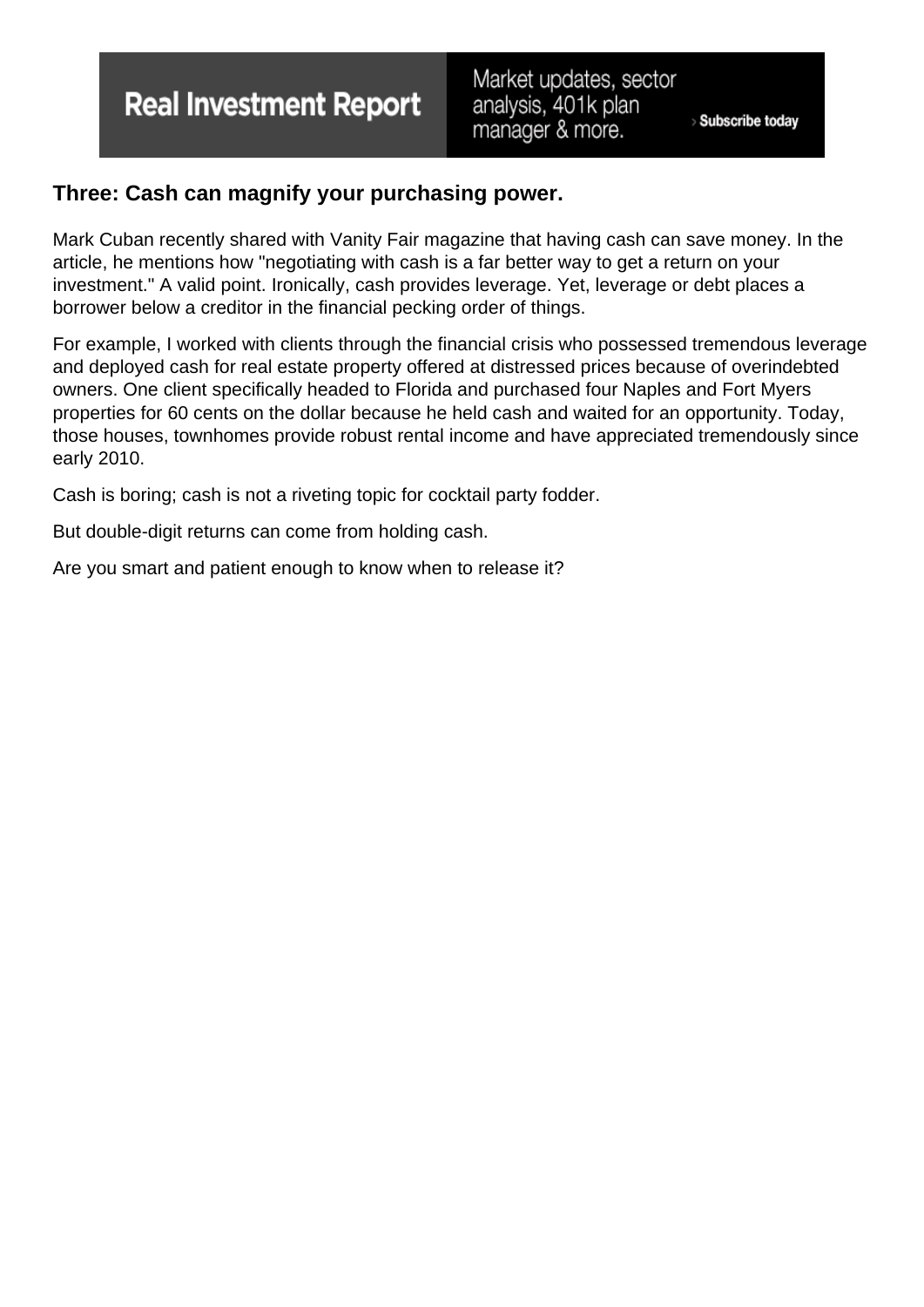### Three: Cash can magnify your purchasing power.

Mark Cuban recently shared with Vanity Fair magazine that having cash can save money. In the article, he mentions how "negotiating with cash is a far better way to get a return on your investment." A valid point. Ironically, cash provides leverage. Yet, leverage or debt places a borrower below a creditor in the financial pecking order of things.

For example, I worked with clients through the financial crisis who possessed tremendous leverage and deployed cash for real estate property offered at distressed prices because of overindebted owners. One client specifically headed to Florida and purchased four Naples and Fort Myers properties for 60 cents on the dollar because he held cash and waited for an opportunity. Today, those houses, townhomes provide robust rental income and have appreciated tremendously since early 2010.

Cash is boring; cash is not a riveting topic for cocktail party fodder.

But double-digit returns can come from holding cash.

Are you smart and patient enough to know when to release it?